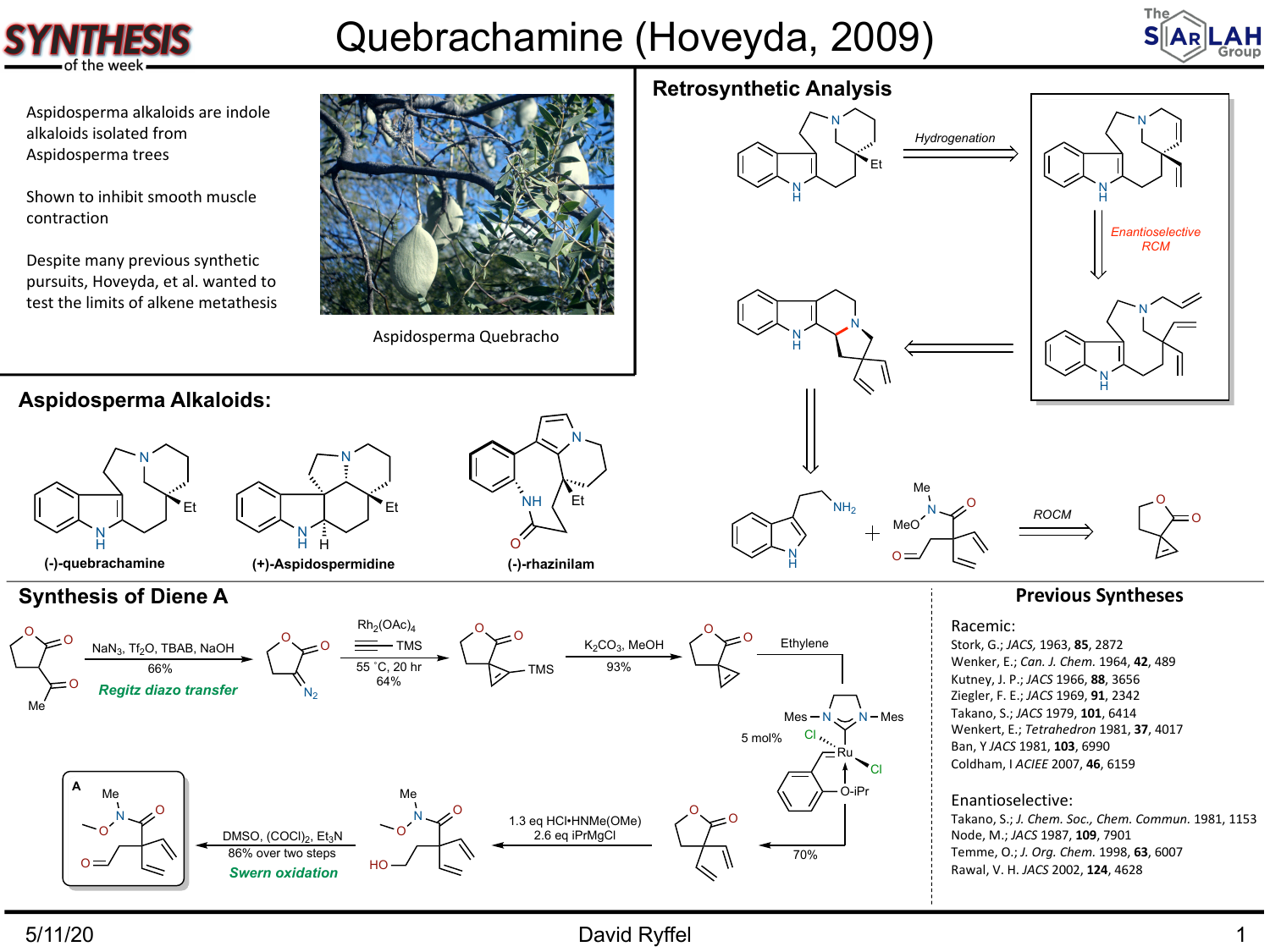# Quebrachamine (Hoveyda, 2009)

Aspidosperma alkaloids are indole alkaloids isolated from Aspidosperma trees

Shown to inhibit smooth muscle contraction

Despite many previous synthetic pursuits, Hoveyda, et al. wanted to test the limits of alkene metathesis

Aspidosperma Quebracho

## Retrosynthetic Analysis

Hydrogenation

*Enantioselective RCM*

ROCM

## Aspidosperma Alkaloids:

**(-)-quebrachamine** **(+)-Aspidospermidine** **(-)-rhazinilam**

## Synthesis of Diene A

NaN$_3$, Tf$_2$O, TBAB, NaOH
66%
Regitz diazo transfer

$Rh_2(OAc)_4$, TMS
55 °C, 20 hr
64%

$K_2CO_3$, MeOH
93%

Ethylene
5 mol%
70%

1.3 eq HCl•HNMe(OMe)
2.6 eq iPrMgCl

DMSO, $(COCl)_2$, $Et_3N$
86% over two steps
Swern oxidation

A

## Previous Syntheses

Racemic:

- Stork, G.; *JACS*, 1963, **85**, 2872
- Wenker, E.; *Can. J. Chem.* 1964, **42**, 489
- Kutney, J. P.; *JACS* 1966, **88**, 3656
- Ziegler, F. E.; *JACS* 1969, **91**, 2342
- Takano, S.; *JACS* 1979, **101**, 6414
- Wenkert, E.; *Tetrahedron* 1981, **37**, 4017
- Ban, Y *JACS* 1981, **103**, 6990
- Coldham, I *ACIEE* 2007, **46**, 6159

Enantioselective:

- Takano, S.; *J. Chem. Soc., Chem. Commun.* 1981, 1153
- Node, M.; *JACS* 1987, **109**, 7901
- Temme, O.; *J. Org. Chem.* 1998, **63**, 6007
- Rawal, V. H. *JACS* 2002, **124**, 4628

5/11/20 David Ryffel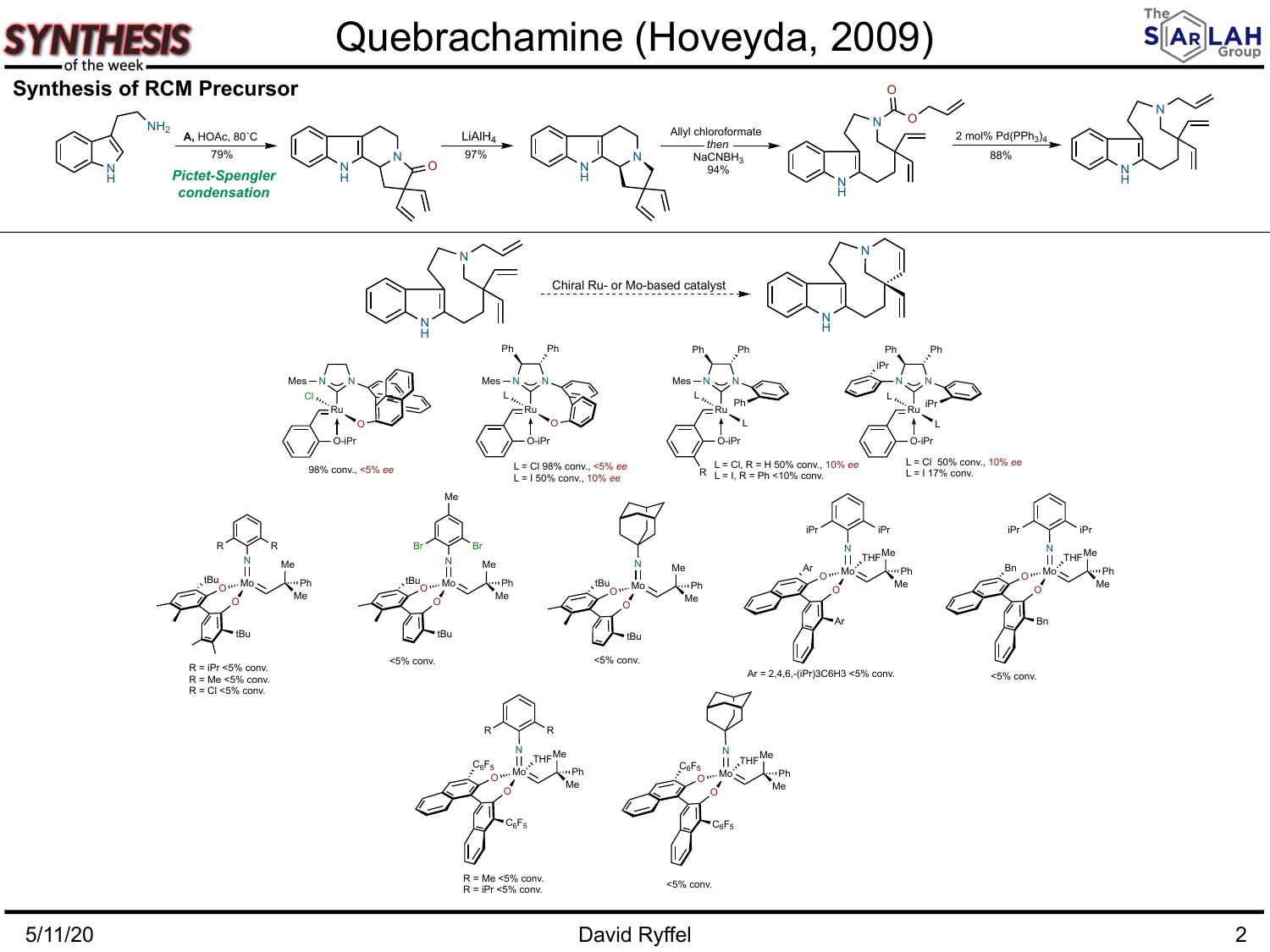# Quebrachamine (Hoveyda, 2009)

## Synthesis of RCM Precursor

**A**, HOAc, 80˚C
79%
*Pictet-Spengler condensation*

$LiAlH_4$
97%

Allyl chloroformate
*then*
$NaCNBH_3$
94%

2 mol% $Pd(PPh_3)_4$
88%

Chiral Ru- or Mo-based catalyst

98% conv., <5% *ee*

L = Cl 98% conv., <5% *ee*
L = I 50% conv., 10% *ee*

L = Cl, R = H 50% conv., 10% *ee*
L = I, R = Ph <10% conv.

L = Cl 50% conv., 10% *ee*
L = I 17% conv.

R = iPr <5% conv.
R = Me <5% conv.
R = Cl <5% conv.

<5% conv.

<5% conv.

Ar = 2,4,6,-(iPr)3C6H3 <5% conv.

<5% conv.

R = Me <5% conv.
R = iPr <5% conv.

<5% conv.

5/11/20 David Ryffel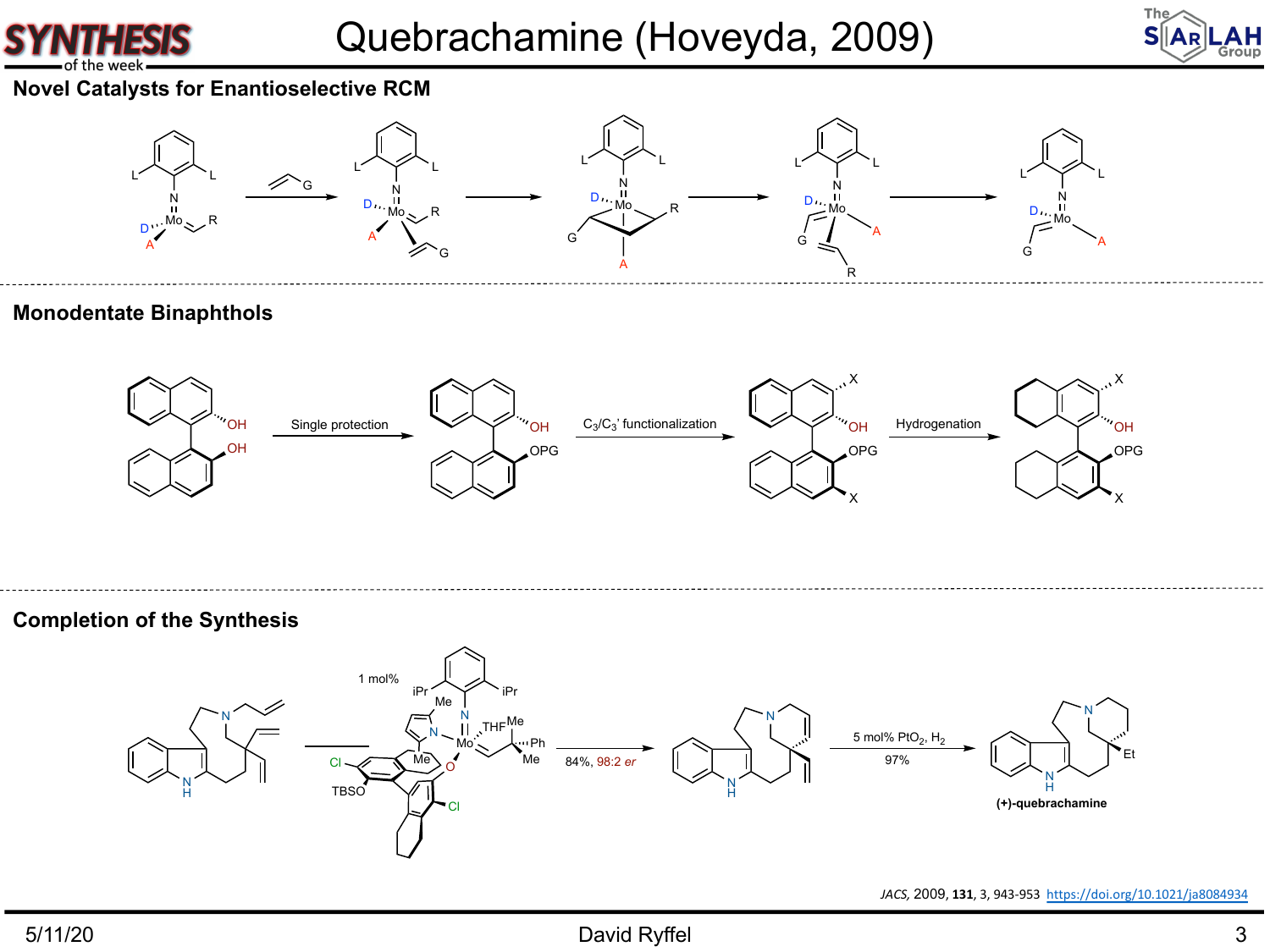# Quebrachamine (Hoveyda, 2009)

## Novel Catalysts for Enantioselective RCM

L L N Mo D A R — G → L L N D Mo R A G → L L N D Mo R G A → L L N D Mo G A R → L L N D Mo G A

## Monodentate Binaphthols

OH OH — Single protection → OH OPG — $C_3/C_3$' functionalization → X OH OPG X — Hydrogenation → X OH OPG X

## Completion of the Synthesis

N H N — 1 mol% [Mo catalyst: iPr, iPr, Me, N, THF, Me, Ph, Me, Me, Cl, TBSO, O, Cl] — 84%, 98:2 *er* → N H N — 5 mol% $PtO_2$, $H_2$, 97% → N H N Et

**(+)-quebrachamine**

*JACS*, 2009, **131**, 3, 943-953 https://doi.org/10.1021/ja8084934

5/11/20 David Ryffel